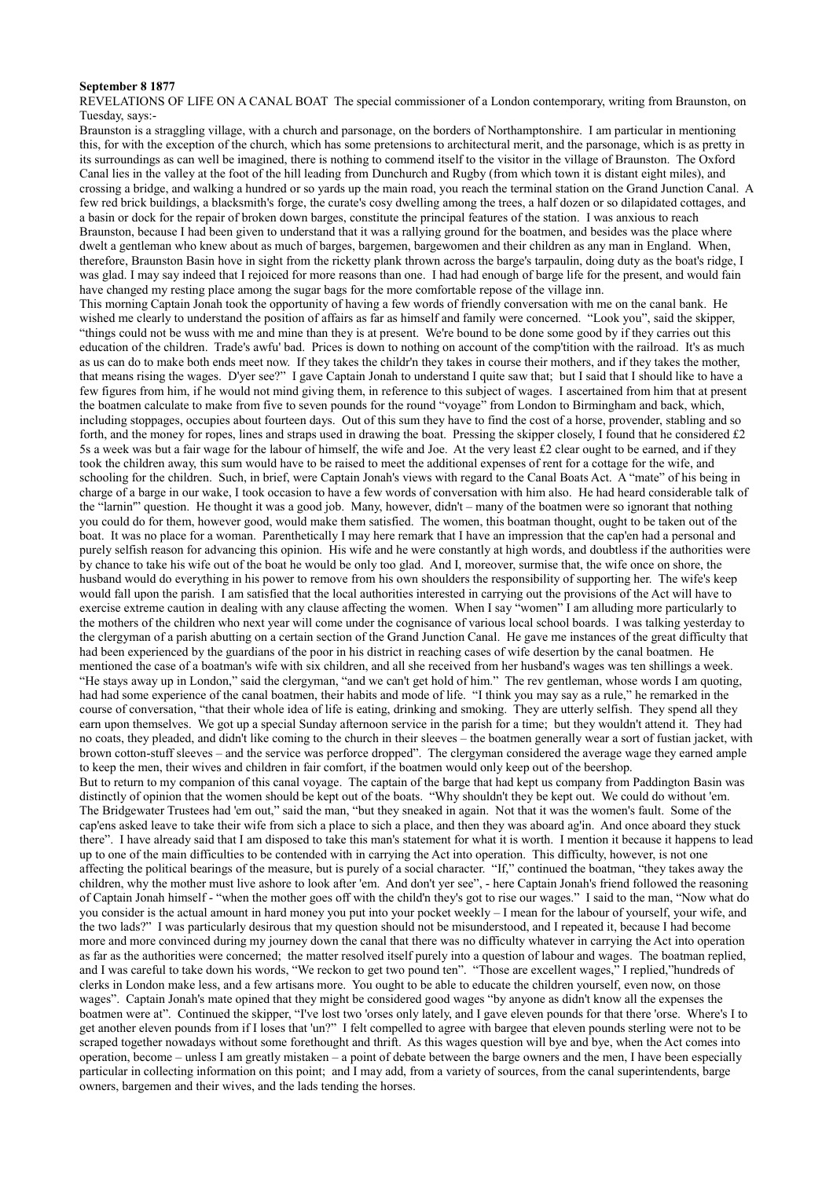**September 8 1877**

REVELATIONS OF LIFE ON A CANAL BOAT The special commissioner of a London contemporary, writing from Braunston, on Tuesday, says:-

Braunston is a straggling village, with a church and parsonage, on the borders of Northamptonshire. I am particular in mentioning this, for with the exception of the church, which has some pretensions to architectural merit, and the parsonage, which is as pretty in its surroundings as can well be imagined, there is nothing to commend itself to the visitor in the village of Braunston. The Oxford Canal lies in the valley at the foot of the hill leading from Dunchurch and Rugby (from which town it is distant eight miles), and crossing a bridge, and walking a hundred or so yards up the main road, you reach the terminal station on the Grand Junction Canal. A few red brick buildings, a blacksmith's forge, the curate's cosy dwelling among the trees, a half dozen or so dilapidated cottages, and a basin or dock for the repair of broken down barges, constitute the principal features of the station. I was anxious to reach Braunston, because I had been given to understand that it was a rallying ground for the boatmen, and besides was the place where dwelt a gentleman who knew about as much of barges, bargemen, bargewomen and their children as any man in England. When, therefore, Braunston Basin hove in sight from the ricketty plank thrown across the barge's tarpaulin, doing duty as the boat's ridge, I was glad. I may say indeed that I rejoiced for more reasons than one. I had had enough of barge life for the present, and would fain have changed my resting place among the sugar bags for the more comfortable repose of the village inn.

This morning Captain Jonah took the opportunity of having a few words of friendly conversation with me on the canal bank. He wished me clearly to understand the position of affairs as far as himself and family were concerned. "Look you", said the skipper, "things could not be wuss with me and mine than they is at present. We're bound to be done some good by if they carries out this education of the children. Trade's awfu' bad. Prices is down to nothing on account of the comp'tition with the railroad. It's as much as us can do to make both ends meet now. If they takes the childr'n they takes in course their mothers, and if they takes the mother, that means rising the wages. D'yer see?" I gave Captain Jonah to understand I quite saw that; but I said that I should like to have a few figures from him, if he would not mind giving them, in reference to this subject of wages. I ascertained from him that at present the boatmen calculate to make from five to seven pounds for the round "voyage" from London to Birmingham and back, which, including stoppages, occupies about fourteen days. Out of this sum they have to find the cost of a horse, provender, stabling and so forth, and the money for ropes, lines and straps used in drawing the boat. Pressing the skipper closely, I found that he considered £2 5s a week was but a fair wage for the labour of himself, the wife and Joe. At the very least £2 clear ought to be earned, and if they took the children away, this sum would have to be raised to meet the additional expenses of rent for a cottage for the wife, and schooling for the children. Such, in brief, were Captain Jonah's views with regard to the Canal Boats Act. A "mate" of his being in charge of a barge in our wake, I took occasion to have a few words of conversation with him also. He had heard considerable talk of the "larnin"' question. He thought it was a good job. Many, however, didn't – many of the boatmen were so ignorant that nothing you could do for them, however good, would make them satisfied. The women, this boatman thought, ought to be taken out of the boat. It was no place for a woman. Parenthetically I may here remark that I have an impression that the cap'en had a personal and purely selfish reason for advancing this opinion. His wife and he were constantly at high words, and doubtless if the authorities were by chance to take his wife out of the boat he would be only too glad. And I, moreover, surmise that, the wife once on shore, the husband would do everything in his power to remove from his own shoulders the responsibility of supporting her. The wife's keep would fall upon the parish. I am satisfied that the local authorities interested in carrying out the provisions of the Act will have to exercise extreme caution in dealing with any clause affecting the women. When I say "women" I am alluding more particularly to the mothers of the children who next year will come under the cognisance of various local school boards. I was talking yesterday to the clergyman of a parish abutting on a certain section of the Grand Junction Canal. He gave me instances of the great difficulty that had been experienced by the guardians of the poor in his district in reaching cases of wife desertion by the canal boatmen. He mentioned the case of a boatman's wife with six children, and all she received from her husband's wages was ten shillings a week. "He stays away up in London," said the clergyman, "and we can't get hold of him." The rev gentleman, whose words I am quoting, had had some experience of the canal boatmen, their habits and mode of life. "I think you may say as a rule," he remarked in the course of conversation, "that their whole idea of life is eating, drinking and smoking. They are utterly selfish. They spend all they earn upon themselves. We got up a special Sunday afternoon service in the parish for a time; but they wouldn't attend it. They had no coats, they pleaded, and didn't like coming to the church in their sleeves – the boatmen generally wear a sort of fustian jacket, with brown cotton-stuff sleeves – and the service was perforce dropped". The clergyman considered the average wage they earned ample to keep the men, their wives and children in fair comfort, if the boatmen would only keep out of the beershop.

But to return to my companion of this canal voyage. The captain of the barge that had kept us company from Paddington Basin was distinctly of opinion that the women should be kept out of the boats. "Why shouldn't they be kept out. We could do without 'em. The Bridgewater Trustees had 'em out," said the man, "but they sneaked in again. Not that it was the women's fault. Some of the cap'ens asked leave to take their wife from sich a place to sich a place, and then they was aboard ag'in. And once aboard they stuck there". I have already said that I am disposed to take this man's statement for what it is worth. I mention it because it happens to lead up to one of the main difficulties to be contended with in carrying the Act into operation. This difficulty, however, is not one affecting the political bearings of the measure, but is purely of a social character. "If," continued the boatman, "they takes away the children, why the mother must live ashore to look after 'em. And don't yer see", - here Captain Jonah's friend followed the reasoning of Captain Jonah himself - "when the mother goes off with the child'n they's got to rise our wages." I said to the man, "Now what do you consider is the actual amount in hard money you put into your pocket weekly – I mean for the labour of yourself, your wife, and the two lads?" I was particularly desirous that my question should not be misunderstood, and I repeated it, because I had become more and more convinced during my journey down the canal that there was no difficulty whatever in carrying the Act into operation as far as the authorities were concerned; the matter resolved itself purely into a question of labour and wages. The boatman replied, and I was careful to take down his words, "We reckon to get two pound ten". "Those are excellent wages," I replied,"hundreds of clerks in London make less, and a few artisans more. You ought to be able to educate the children yourself, even now, on those wages". Captain Jonah's mate opined that they might be considered good wages "by anyone as didn't know all the expenses the boatmen were at". Continued the skipper, "I've lost two 'orses only lately, and I gave eleven pounds for that there 'orse. Where's I to get another eleven pounds from if I loses that 'un?" I felt compelled to agree with bargee that eleven pounds sterling were not to be scraped together nowadays without some forethought and thrift. As this wages question will bye and bye, when the Act comes into operation, become – unless I am greatly mistaken – a point of debate between the barge owners and the men, I have been especially particular in collecting information on this point; and I may add, from a variety of sources, from the canal superintendents, barge owners, bargemen and their wives, and the lads tending the horses.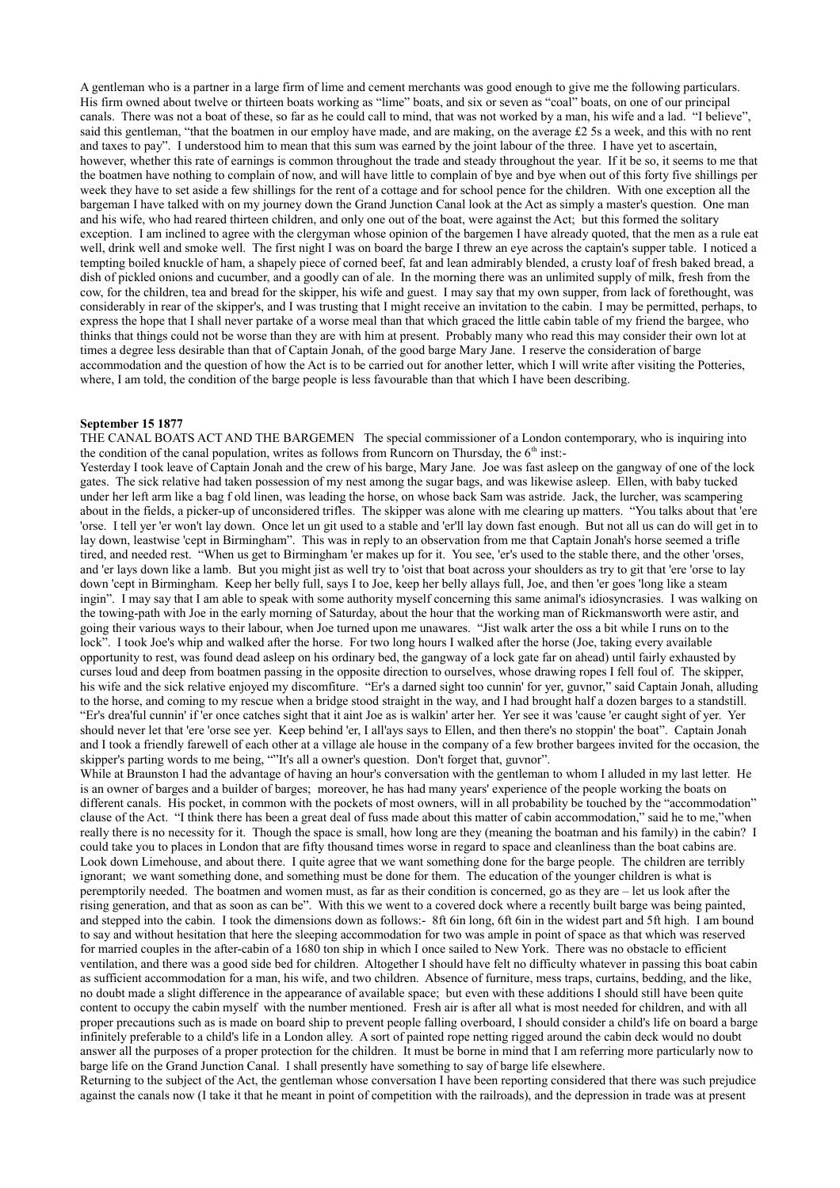A gentleman who is a partner in a large firm of lime and cement merchants was good enough to give me the following particulars. His firm owned about twelve or thirteen boats working as "lime" boats, and six or seven as "coal" boats, on one of our principal canals. There was not a boat of these, so far as he could call to mind, that was not worked by a man, his wife and a lad. "I believe", said this gentleman, "that the boatmen in our employ have made, and are making, on the average £2 5s a week, and this with no rent and taxes to pay". I understood him to mean that this sum was earned by the joint labour of the three. I have yet to ascertain, however, whether this rate of earnings is common throughout the trade and steady throughout the year. If it be so, it seems to me that the boatmen have nothing to complain of now, and will have little to complain of bye and bye when out of this forty five shillings per week they have to set aside a few shillings for the rent of a cottage and for school pence for the children. With one exception all the bargeman I have talked with on my journey down the Grand Junction Canal look at the Act as simply a master's question. One man and his wife, who had reared thirteen children, and only one out of the boat, were against the Act; but this formed the solitary exception. I am inclined to agree with the clergyman whose opinion of the bargemen I have already quoted, that the men as a rule eat well, drink well and smoke well. The first night I was on board the barge I threw an eye across the captain's supper table. I noticed a tempting boiled knuckle of ham, a shapely piece of corned beef, fat and lean admirably blended, a crusty loaf of fresh baked bread, a dish of pickled onions and cucumber, and a goodly can of ale. In the morning there was an unlimited supply of milk, fresh from the cow, for the children, tea and bread for the skipper, his wife and guest. I may say that my own supper, from lack of forethought, was considerably in rear of the skipper's, and I was trusting that I might receive an invitation to the cabin. I may be permitted, perhaps, to express the hope that I shall never partake of a worse meal than that which graced the little cabin table of my friend the bargee, who thinks that things could not be worse than they are with him at present. Probably many who read this may consider their own lot at times a degree less desirable than that of Captain Jonah, of the good barge Mary Jane. I reserve the consideration of barge accommodation and the question of how the Act is to be carried out for another letter, which I will write after visiting the Potteries, where, I am told, the condition of the barge people is less favourable than that which I have been describing.

**September 15 1877**

THE CANAL BOATS ACT AND THE BARGEMEN The special commissioner of a London contemporary, who is inquiring into the condition of the canal population, writes as follows from Runcorn on Thursday, the 6th inst:-

Yesterday I took leave of Captain Jonah and the crew of his barge, Mary Jane. Joe was fast asleep on the gangway of one of the lock gates. The sick relative had taken possession of my nest among the sugar bags, and was likewise asleep. Ellen, with baby tucked under her left arm like a bag f old linen, was leading the horse, on whose back Sam was astride. Jack, the lurcher, was scampering about in the fields, a picker-up of unconsidered trifles. The skipper was alone with me clearing up matters. "You talks about that 'ere 'orse. I tell yer 'er won't lay down. Once let un git used to a stable and 'er'll lay down fast enough. But not all us can do will get in to lay down, leastwise 'cept in Birmingham". This was in reply to an observation from me that Captain Jonah's horse seemed a trifle tired, and needed rest. "When us get to Birmingham 'er makes up for it. You see, 'er's used to the stable there, and the other 'orses, and 'er lays down like a lamb. But you might jist as well try to 'oist that boat across your shoulders as try to git that 'ere 'orse to lay down 'cept in Birmingham. Keep her belly full, says I to Joe, keep her belly allays full, Joe, and then 'er goes 'long like a steam ingin". I may say that I am able to speak with some authority myself concerning this same animal's idiosyncrasies. I was walking on the towing-path with Joe in the early morning of Saturday, about the hour that the working man of Rickmansworth were astir, and going their various ways to their labour, when Joe turned upon me unawares. "Jist walk arter the oss a bit while I runs on to the lock". I took Joe's whip and walked after the horse. For two long hours I walked after the horse (Joe, taking every available opportunity to rest, was found dead asleep on his ordinary bed, the gangway of a lock gate far on ahead) until fairly exhausted by curses loud and deep from boatmen passing in the opposite direction to ourselves, whose drawing ropes I fell foul of. The skipper, his wife and the sick relative enjoyed my discomfiture. "Er's a darned sight too cunnin' for yer, guvnor," said Captain Jonah, alluding to the horse, and coming to my rescue when a bridge stood straight in the way, and I had brought half a dozen barges to a standstill. "Er's drea'ful cunnin' if 'er once catches sight that it aint Joe as is walkin' arter her. Yer see it was 'cause 'er caught sight of yer. Yer should never let that 'ere 'orse see yer. Keep behind 'er, I all'ays says to Ellen, and then there's no stoppin' the boat". Captain Jonah and I took a friendly farewell of each other at a village ale house in the company of a few brother bargees invited for the occasion, the skipper's parting words to me being, ""It's all a owner's question. Don't forget that, guvnor".

While at Braunston I had the advantage of having an hour's conversation with the gentleman to whom I alluded in my last letter. He is an owner of barges and a builder of barges; moreover, he has had many years' experience of the people working the boats on different canals. His pocket, in common with the pockets of most owners, will in all probability be touched by the "accommodation" clause of the Act. "I think there has been a great deal of fuss made about this matter of cabin accommodation," said he to me,"when really there is no necessity for it. Though the space is small, how long are they (meaning the boatman and his family) in the cabin? I could take you to places in London that are fifty thousand times worse in regard to space and cleanliness than the boat cabins are. Look down Limehouse, and about there. I quite agree that we want something done for the barge people. The children are terribly ignorant; we want something done, and something must be done for them. The education of the younger children is what is peremptorily needed. The boatmen and women must, as far as their condition is concerned, go as they are – let us look after the rising generation, and that as soon as can be". With this we went to a covered dock where a recently built barge was being painted, and stepped into the cabin. I took the dimensions down as follows:- 8ft 6in long, 6ft 6in in the widest part and 5ft high. I am bound to say and without hesitation that here the sleeping accommodation for two was ample in point of space as that which was reserved for married couples in the after-cabin of a 1680 ton ship in which I once sailed to New York. There was no obstacle to efficient ventilation, and there was a good side bed for children. Altogether I should have felt no difficulty whatever in passing this boat cabin as sufficient accommodation for a man, his wife, and two children. Absence of furniture, mess traps, curtains, bedding, and the like, no doubt made a slight difference in the appearance of available space; but even with these additions I should still have been quite content to occupy the cabin myself with the number mentioned. Fresh air is after all what is most needed for children, and with all proper precautions such as is made on board ship to prevent people falling overboard, I should consider a child's life on board a barge infinitely preferable to a child's life in a London alley. A sort of painted rope netting rigged around the cabin deck would no doubt answer all the purposes of a proper protection for the children. It must be borne in mind that I am referring more particularly now to barge life on the Grand Junction Canal. I shall presently have something to say of barge life elsewhere.

Returning to the subject of the Act, the gentleman whose conversation I have been reporting considered that there was such prejudice against the canals now (I take it that he meant in point of competition with the railroads), and the depression in trade was at present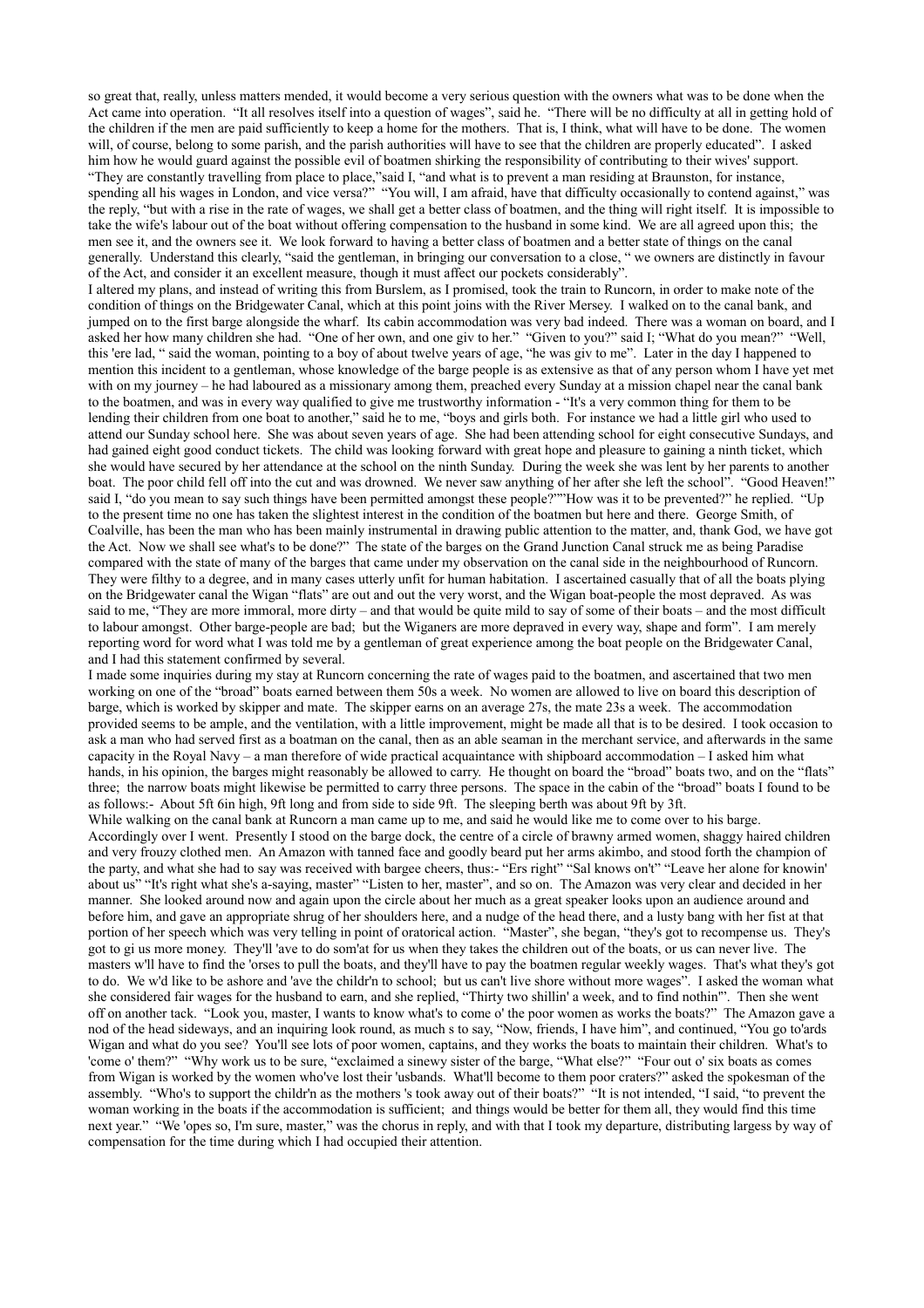so great that, really, unless matters mended, it would become a very serious question with the owners what was to be done when the Act came into operation. "It all resolves itself into a question of wages", said he. "There will be no difficulty at all in getting hold of the children if the men are paid sufficiently to keep a home for the mothers. That is, I think, what will have to be done. The women will, of course, belong to some parish, and the parish authorities will have to see that the children are properly educated". I asked him how he would guard against the possible evil of boatmen shirking the responsibility of contributing to their wives' support. "They are constantly travelling from place to place,"said I, "and what is to prevent a man residing at Braunston, for instance, spending all his wages in London, and vice versa?" "You will, I am afraid, have that difficulty occasionally to contend against," was the reply, "but with a rise in the rate of wages, we shall get a better class of boatmen, and the thing will right itself. It is impossible to take the wife's labour out of the boat without offering compensation to the husband in some kind. We are all agreed upon this; the men see it, and the owners see it. We look forward to having a better class of boatmen and a better state of things on the canal generally. Understand this clearly, "said the gentleman, in bringing our conversation to a close, " we owners are distinctly in favour of the Act, and consider it an excellent measure, though it must affect our pockets considerably".

I altered my plans, and instead of writing this from Burslem, as I promised, took the train to Runcorn, in order to make note of the condition of things on the Bridgewater Canal, which at this point joins with the River Mersey. I walked on to the canal bank, and jumped on to the first barge alongside the wharf. Its cabin accommodation was very bad indeed. There was a woman on board, and I asked her how many children she had. "One of her own, and one giv to her." "Given to you?" said I; "What do you mean?" "Well, this 'ere lad, " said the woman, pointing to a boy of about twelve years of age, "he was giv to me". Later in the day I happened to mention this incident to a gentleman, whose knowledge of the barge people is as extensive as that of any person whom I have yet met with on my journey – he had laboured as a missionary among them, preached every Sunday at a mission chapel near the canal bank to the boatmen, and was in every way qualified to give me trustworthy information - "It's a very common thing for them to be lending their children from one boat to another," said he to me, "boys and girls both. For instance we had a little girl who used to attend our Sunday school here. She was about seven years of age. She had been attending school for eight consecutive Sundays, and had gained eight good conduct tickets. The child was looking forward with great hope and pleasure to gaining a ninth ticket, which she would have secured by her attendance at the school on the ninth Sunday. During the week she was lent by her parents to another boat. The poor child fell off into the cut and was drowned. We never saw anything of her after she left the school". "Good Heaven!" said I, "do you mean to say such things have been permitted amongst these people?""How was it to be prevented?" he replied. "Up to the present time no one has taken the slightest interest in the condition of the boatmen but here and there. George Smith, of Coalville, has been the man who has been mainly instrumental in drawing public attention to the matter, and, thank God, we have got the Act. Now we shall see what's to be done?" The state of the barges on the Grand Junction Canal struck me as being Paradise compared with the state of many of the barges that came under my observation on the canal side in the neighbourhood of Runcorn. They were filthy to a degree, and in many cases utterly unfit for human habitation. I ascertained casually that of all the boats plying on the Bridgewater canal the Wigan "flats" are out and out the very worst, and the Wigan boat-people the most depraved. As was said to me, "They are more immoral, more dirty – and that would be quite mild to say of some of their boats – and the most difficult to labour amongst. Other barge-people are bad; but the Wiganers are more depraved in every way, shape and form". I am merely reporting word for word what I was told me by a gentleman of great experience among the boat people on the Bridgewater Canal, and I had this statement confirmed by several.

I made some inquiries during my stay at Runcorn concerning the rate of wages paid to the boatmen, and ascertained that two men working on one of the "broad" boats earned between them 50s a week. No women are allowed to live on board this description of barge, which is worked by skipper and mate. The skipper earns on an average 27s, the mate 23s a week. The accommodation provided seems to be ample, and the ventilation, with a little improvement, might be made all that is to be desired. I took occasion to ask a man who had served first as a boatman on the canal, then as an able seaman in the merchant service, and afterwards in the same capacity in the Royal Navy – a man therefore of wide practical acquaintance with shipboard accommodation – I asked him what hands, in his opinion, the barges might reasonably be allowed to carry. He thought on board the "broad" boats two, and on the "flats" three; the narrow boats might likewise be permitted to carry three persons. The space in the cabin of the "broad" boats I found to be as follows:- About 5ft 6in high, 9ft long and from side to side 9ft. The sleeping berth was about 9ft by 3ft.

While walking on the canal bank at Runcorn a man came up to me, and said he would like me to come over to his barge. Accordingly over I went. Presently I stood on the barge dock, the centre of a circle of brawny armed women, shaggy haired children and very frouzy clothed men. An Amazon with tanned face and goodly beard put her arms akimbo, and stood forth the champion of the party, and what she had to say was received with bargee cheers, thus:- "Ers right" "Sal knows on't" "Leave her alone for knowin' about us" "It's right what she's a-saying, master" "Listen to her, master", and so on. The Amazon was very clear and decided in her manner. She looked around now and again upon the circle about her much as a great speaker looks upon an audience around and before him, and gave an appropriate shrug of her shoulders here, and a nudge of the head there, and a lusty bang with her fist at that portion of her speech which was very telling in point of oratorical action. "Master", she began, "they's got to recompense us. They's got to gi us more money. They'll 'ave to do som'at for us when they takes the children out of the boats, or us can never live. The masters w'll have to find the 'orses to pull the boats, and they'll have to pay the boatmen regular weekly wages. That's what they's got to do. We w'd like to be ashore and 'ave the childr'n to school; but us can't live shore without more wages". I asked the woman what she considered fair wages for the husband to earn, and she replied, "Thirty two shillin' a week, and to find nothin'". Then she went off on another tack. "Look you, master, I wants to know what's to come o' the poor women as works the boats?" The Amazon gave a nod of the head sideways, and an inquiring look round, as much s to say, "Now, friends, I have him", and continued, "You go to'ards Wigan and what do you see? You'll see lots of poor women, captains, and they works the boats to maintain their children. What's to 'come o' them?" "Why work us to be sure, "exclaimed a sinewy sister of the barge, "What else?" "Four out o' six boats as comes from Wigan is worked by the women who've lost their 'usbands. What'll become to them poor craters?" asked the spokesman of the assembly. "Who's to support the childr'n as the mothers 's took away out of their boats?" "It is not intended, "I said, "to prevent the woman working in the boats if the accommodation is sufficient; and things would be better for them all, they would find this time next year." "We 'opes so, I'm sure, master," was the chorus in reply, and with that I took my departure, distributing largess by way of compensation for the time during which I had occupied their attention.